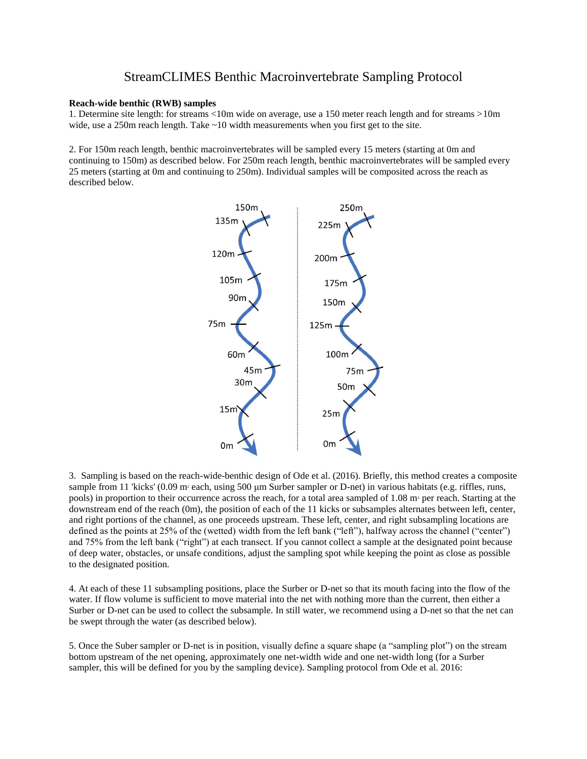# StreamCLIMES Benthic Macroinvertebrate Sampling Protocol

**Reach-wide benthic (RWB) samples**

1. Determine site length: for streams <10m wide on average, use a 150 meter reach length and for streams >10m wide, use a 250m reach length. Take ~10 width measurements when you first get to the site.

2. For 150m reach length, benthic macroinvertebrates will be sampled every 15 meters (starting at 0m and continuing to 150m) as described below. For 250m reach length, benthic macroinvertebrates will be sampled every 25 meters (starting at 0m and continuing to 250m). Individual samples will be composited across the reach as described below.

3. Sampling is based on the reach-wide-benthic design of Ode et al. (2016). Briefly, this method creates a composite sample from 11 'kicks' (0.09 $m^2$ each, using 500 µm Surber sampler or D-net) in various habitats (e.g. riffles, runs, pools) in proportion to their occurrence across the reach, for a total area sampled of 1.08 $m^2$ per reach. Starting at the downstream end of the reach (0m), the position of each of the 11 kicks or subsamples alternates between left, center, and right portions of the channel, as one proceeds upstream. These left, center, and right subsampling locations are defined as the points at 25% of the (wetted) width from the left bank ("left"), halfway across the channel ("center") and 75% from the left bank ("right") at each transect. If you cannot collect a sample at the designated point because of deep water, obstacles, or unsafe conditions, adjust the sampling spot while keeping the point as close as possible to the designated position.

4. At each of these 11 subsampling positions, place the Surber or D-net so that its mouth facing into the flow of the water. If flow volume is sufficient to move material into the net with nothing more than the current, then either a Surber or D-net can be used to collect the subsample. In still water, we recommend using a D-net so that the net can be swept through the water (as described below).

5. Once the Suber sampler or D-net is in position, visually define a square shape (a "sampling plot") on the stream bottom upstream of the net opening, approximately one net-width wide and one net-width long (for a Surber sampler, this will be defined for you by the sampling device). Sampling protocol from Ode et al. 2016: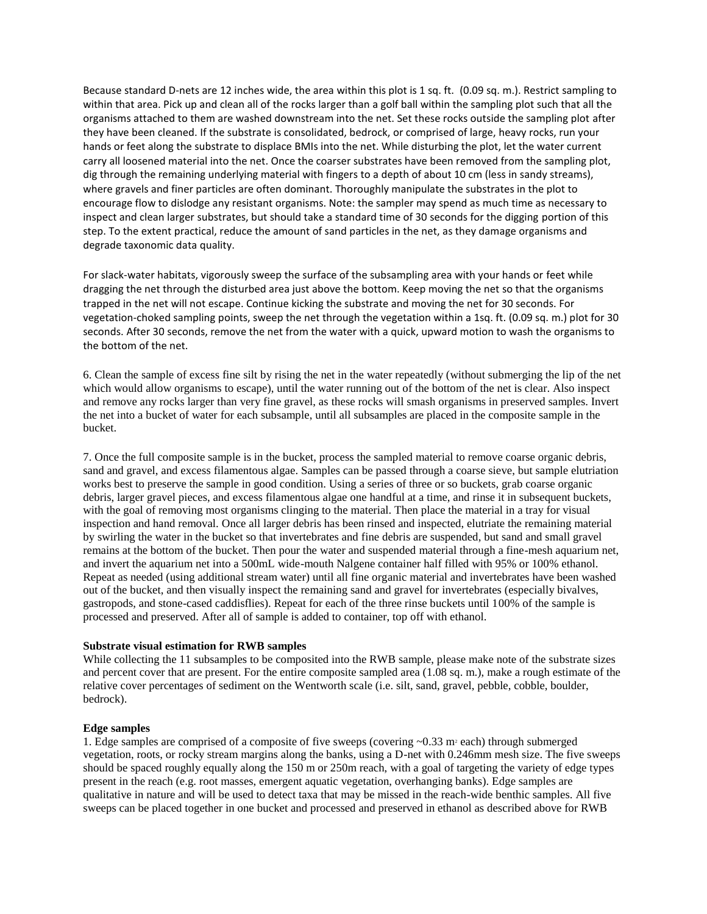Because standard D-nets are 12 inches wide, the area within this plot is 1 sq. ft. (0.09 sq. m.). Restrict sampling to within that area. Pick up and clean all of the rocks larger than a golf ball within the sampling plot such that all the organisms attached to them are washed downstream into the net. Set these rocks outside the sampling plot after they have been cleaned. If the substrate is consolidated, bedrock, or comprised of large, heavy rocks, run your hands or feet along the substrate to displace BMIs into the net. While disturbing the plot, let the water current carry all loosened material into the net. Once the coarser substrates have been removed from the sampling plot, dig through the remaining underlying material with fingers to a depth of about 10 cm (less in sandy streams), where gravels and finer particles are often dominant. Thoroughly manipulate the substrates in the plot to encourage flow to dislodge any resistant organisms. Note: the sampler may spend as much time as necessary to inspect and clean larger substrates, but should take a standard time of 30 seconds for the digging portion of this step. To the extent practical, reduce the amount of sand particles in the net, as they damage organisms and degrade taxonomic data quality.

For slack-water habitats, vigorously sweep the surface of the subsampling area with your hands or feet while dragging the net through the disturbed area just above the bottom. Keep moving the net so that the organisms trapped in the net will not escape. Continue kicking the substrate and moving the net for 30 seconds. For vegetation-choked sampling points, sweep the net through the vegetation within a 1sq. ft. (0.09 sq. m.) plot for 30 seconds. After 30 seconds, remove the net from the water with a quick, upward motion to wash the organisms to the bottom of the net.

6. Clean the sample of excess fine silt by rising the net in the water repeatedly (without submerging the lip of the net which would allow organisms to escape), until the water running out of the bottom of the net is clear. Also inspect and remove any rocks larger than very fine gravel, as these rocks will smash organisms in preserved samples. Invert the net into a bucket of water for each subsample, until all subsamples are placed in the composite sample in the bucket.

7. Once the full composite sample is in the bucket, process the sampled material to remove coarse organic debris, sand and gravel, and excess filamentous algae. Samples can be passed through a coarse sieve, but sample elutriation works best to preserve the sample in good condition. Using a series of three or so buckets, grab coarse organic debris, larger gravel pieces, and excess filamentous algae one handful at a time, and rinse it in subsequent buckets, with the goal of removing most organisms clinging to the material. Then place the material in a tray for visual inspection and hand removal. Once all larger debris has been rinsed and inspected, elutriate the remaining material by swirling the water in the bucket so that invertebrates and fine debris are suspended, but sand and small gravel remains at the bottom of the bucket. Then pour the water and suspended material through a fine-mesh aquarium net, and invert the aquarium net into a 500mL wide-mouth Nalgene container half filled with 95% or 100% ethanol. Repeat as needed (using additional stream water) until all fine organic material and invertebrates have been washed out of the bucket, and then visually inspect the remaining sand and gravel for invertebrates (especially bivalves, gastropods, and stone-cased caddisflies). Repeat for each of the three rinse buckets until 100% of the sample is processed and preserved. After all of sample is added to container, top off with ethanol.

**Substrate visual estimation for RWB samples**

While collecting the 11 subsamples to be composited into the RWB sample, please make note of the substrate sizes and percent cover that are present. For the entire composite sampled area (1.08 sq. m.), make a rough estimate of the relative cover percentages of sediment on the Wentworth scale (i.e. silt, sand, gravel, pebble, cobble, boulder, bedrock).

**Edge samples**

1. Edge samples are comprised of a composite of five sweeps (covering ~0.33 $m^2$ each) through submerged vegetation, roots, or rocky stream margins along the banks, using a D-net with 0.246mm mesh size. The five sweeps should be spaced roughly equally along the 150 m or 250m reach, with a goal of targeting the variety of edge types present in the reach (e.g. root masses, emergent aquatic vegetation, overhanging banks). Edge samples are qualitative in nature and will be used to detect taxa that may be missed in the reach-wide benthic samples. All five sweeps can be placed together in one bucket and processed and preserved in ethanol as described above for RWB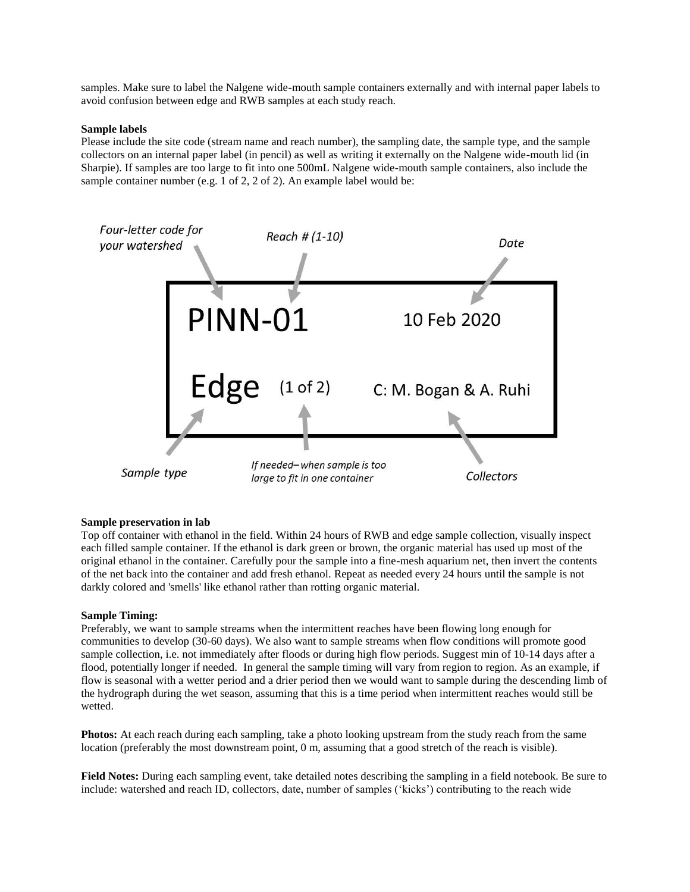samples. Make sure to label the Nalgene wide-mouth sample containers externally and with internal paper labels to avoid confusion between edge and RWB samples at each study reach.

**Sample labels**

Please include the site code (stream name and reach number), the sampling date, the sample type, and the sample collectors on an internal paper label (in pencil) as well as writing it externally on the Nalgene wide-mouth lid (in Sharpie). If samples are too large to fit into one 500mL Nalgene wide-mouth sample containers, also include the sample container number (e.g. 1 of 2, 2 of 2). An example label would be:

*Four-letter code for your watershed* — *Reach # (1-10)* — *Date*

```
PINN-01                10 Feb 2020

Edge  (1 of 2)         C: M. Bogan & A. Ruhi
```

*Sample type* — *If needed– when sample is too large to fit in one container* — *Collectors*

**Sample preservation in lab**

Top off container with ethanol in the field. Within 24 hours of RWB and edge sample collection, visually inspect each filled sample container. If the ethanol is dark green or brown, the organic material has used up most of the original ethanol in the container. Carefully pour the sample into a fine-mesh aquarium net, then invert the contents of the net back into the container and add fresh ethanol. Repeat as needed every 24 hours until the sample is not darkly colored and 'smells' like ethanol rather than rotting organic material.

**Sample Timing:**

Preferably, we want to sample streams when the intermittent reaches have been flowing long enough for communities to develop (30-60 days). We also want to sample streams when flow conditions will promote good sample collection, i.e. not immediately after floods or during high flow periods. Suggest min of 10-14 days after a flood, potentially longer if needed. In general the sample timing will vary from region to region. As an example, if flow is seasonal with a wetter period and a drier period then we would want to sample during the descending limb of the hydrograph during the wet season, assuming that this is a time period when intermittent reaches would still be wetted.

**Photos:** At each reach during each sampling, take a photo looking upstream from the study reach from the same location (preferably the most downstream point, 0 m, assuming that a good stretch of the reach is visible).

**Field Notes:** During each sampling event, take detailed notes describing the sampling in a field notebook. Be sure to include: watershed and reach ID, collectors, date, number of samples ('kicks') contributing to the reach wide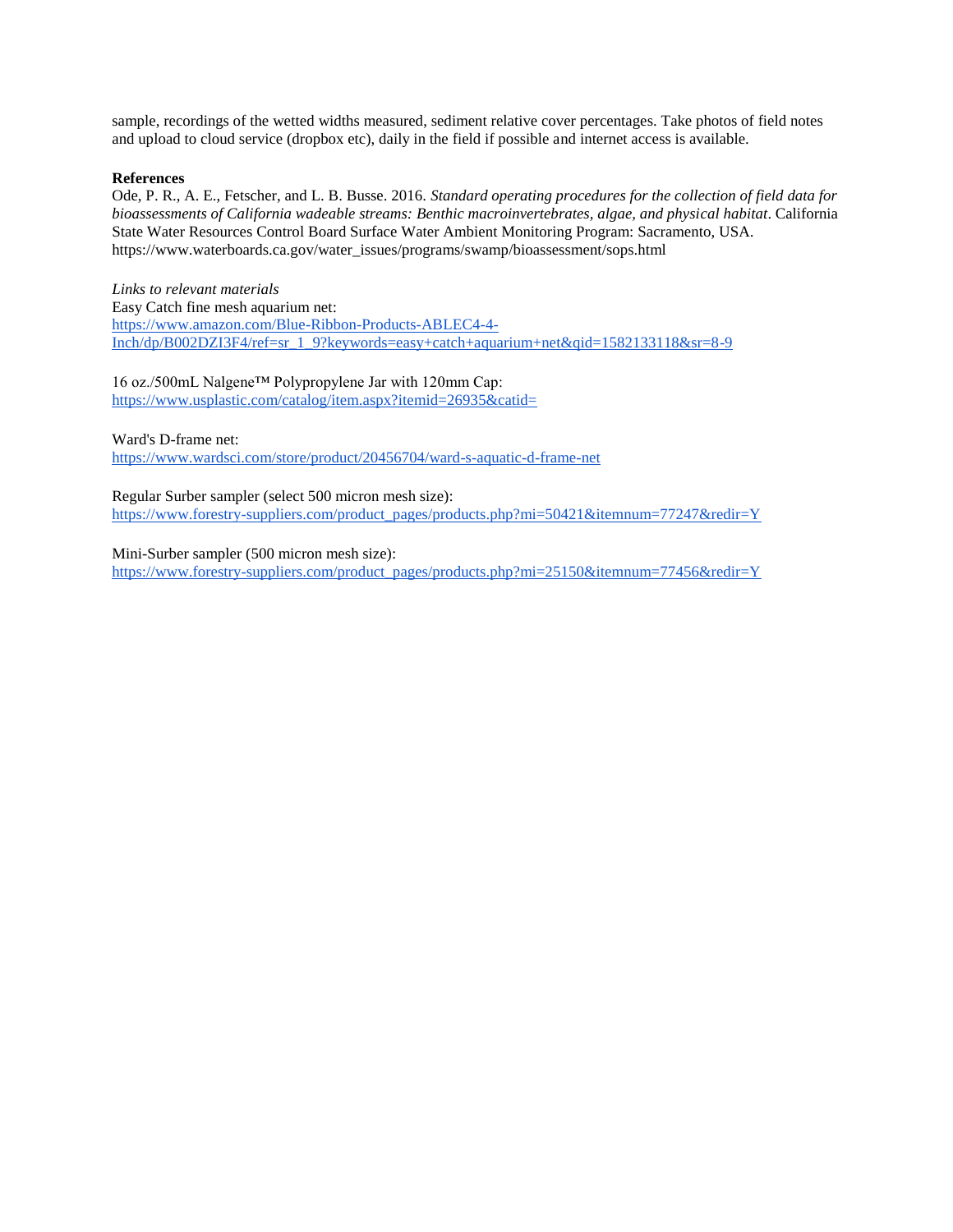sample, recordings of the wetted widths measured, sediment relative cover percentages. Take photos of field notes and upload to cloud service (dropbox etc), daily in the field if possible and internet access is available.

**References**

Ode, P. R., A. E., Fetscher, and L. B. Busse. 2016. *Standard operating procedures for the collection of field data for bioassessments of California wadeable streams: Benthic macroinvertebrates, algae, and physical habitat*. California State Water Resources Control Board Surface Water Ambient Monitoring Program: Sacramento, USA. https://www.waterboards.ca.gov/water_issues/programs/swamp/bioassessment/sops.html

*Links to relevant materials*

Easy Catch fine mesh aquarium net:
https://www.amazon.com/Blue-Ribbon-Products-ABLEC4-4-Inch/dp/B002DZI3F4/ref=sr_1_9?keywords=easy+catch+aquarium+net&qid=1582133118&sr=8-9

16 oz./500mL Nalgene™ Polypropylene Jar with 120mm Cap:
https://www.usplastic.com/catalog/item.aspx?itemid=26935&catid=

Ward's D-frame net:
https://www.wardsci.com/store/product/20456704/ward-s-aquatic-d-frame-net

Regular Surber sampler (select 500 micron mesh size):
https://www.forestry-suppliers.com/product_pages/products.php?mi=50421&itemnum=77247&redir=Y

Mini-Surber sampler (500 micron mesh size):
https://www.forestry-suppliers.com/product_pages/products.php?mi=25150&itemnum=77456&redir=Y